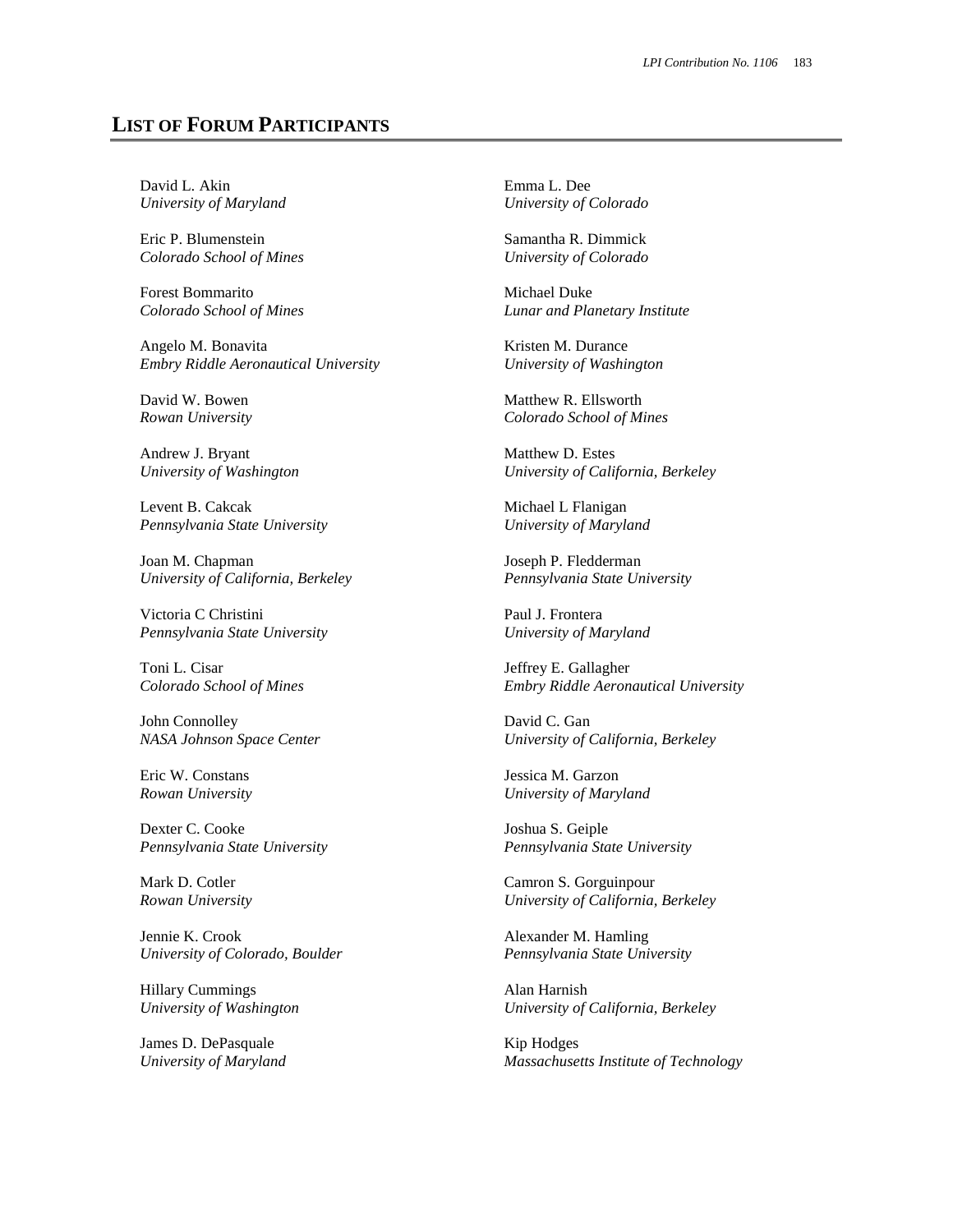## LIST OF FORUM PARTICIPANTS

David L. Akin
*University of Maryland*

Eric P. Blumenstein
*Colorado School of Mines*

Forest Bommarito
*Colorado School of Mines*

Angelo M. Bonavita
*Embry Riddle Aeronautical University*

David W. Bowen
*Rowan University*

Andrew J. Bryant
*University of Washington*

Levent B. Cakcak
*Pennsylvania State University*

Joan M. Chapman
*University of California, Berkeley*

Victoria C Christini
*Pennsylvania State University*

Toni L. Cisar
*Colorado School of Mines*

John Connolley
*NASA Johnson Space Center*

Eric W. Constans
*Rowan University*

Dexter C. Cooke
*Pennsylvania State University*

Mark D. Cotler
*Rowan University*

Jennie K. Crook
*University of Colorado, Boulder*

Hillary Cummings
*University of Washington*

James D. DePasquale
*University of Maryland*

Emma L. Dee
*University of Colorado*

Samantha R. Dimmick
*University of Colorado*

Michael Duke
*Lunar and Planetary Institute*

Kristen M. Durance
*University of Washington*

Matthew R. Ellsworth
*Colorado School of Mines*

Matthew D. Estes
*University of California, Berkeley*

Michael L Flanigan
*University of Maryland*

Joseph P. Fledderman
*Pennsylvania State University*

Paul J. Frontera
*University of Maryland*

Jeffrey E. Gallagher
*Embry Riddle Aeronautical University*

David C. Gan
*University of California, Berkeley*

Jessica M. Garzon
*University of Maryland*

Joshua S. Geiple
*Pennsylvania State University*

Camron S. Gorguinpour
*University of California, Berkeley*

Alexander M. Hamling
*Pennsylvania State University*

Alan Harnish
*University of California, Berkeley*

Kip Hodges
*Massachusetts Institute of Technology*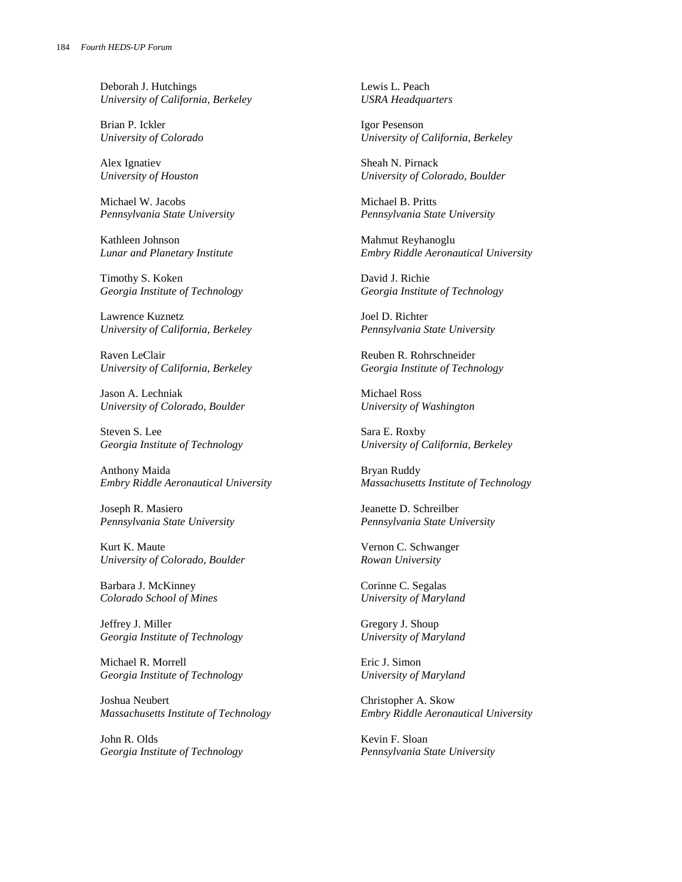Deborah J. Hutchings
*University of California, Berkeley*

Brian P. Ickler
*University of Colorado*

Alex Ignatiev
*University of Houston*

Michael W. Jacobs
*Pennsylvania State University*

Kathleen Johnson
*Lunar and Planetary Institute*

Timothy S. Koken
*Georgia Institute of Technology*

Lawrence Kuznetz
*University of California, Berkeley*

Raven LeClair
*University of California, Berkeley*

Jason A. Lechniak
*University of Colorado, Boulder*

Steven S. Lee
*Georgia Institute of Technology*

Anthony Maida
*Embry Riddle Aeronautical University*

Joseph R. Masiero
*Pennsylvania State University*

Kurt K. Maute
*University of Colorado, Boulder*

Barbara J. McKinney
*Colorado School of Mines*

Jeffrey J. Miller
*Georgia Institute of Technology*

Michael R. Morrell
*Georgia Institute of Technology*

Joshua Neubert
*Massachusetts Institute of Technology*

John R. Olds
*Georgia Institute of Technology*

Lewis L. Peach
*USRA Headquarters*

Igor Pesenson
*University of California, Berkeley*

Sheah N. Pirnack
*University of Colorado, Boulder*

Michael B. Pritts
*Pennsylvania State University*

Mahmut Reyhanoglu
*Embry Riddle Aeronautical University*

David J. Richie
*Georgia Institute of Technology*

Joel D. Richter
*Pennsylvania State University*

Reuben R. Rohrschneider
*Georgia Institute of Technology*

Michael Ross
*University of Washington*

Sara E. Roxby
*University of California, Berkeley*

Bryan Ruddy
*Massachusetts Institute of Technology*

Jeanette D. Schreilber
*Pennsylvania State University*

Vernon C. Schwanger
*Rowan University*

Corinne C. Segalas
*University of Maryland*

Gregory J. Shoup
*University of Maryland*

Eric J. Simon
*University of Maryland*

Christopher A. Skow
*Embry Riddle Aeronautical University*

Kevin F. Sloan
*Pennsylvania State University*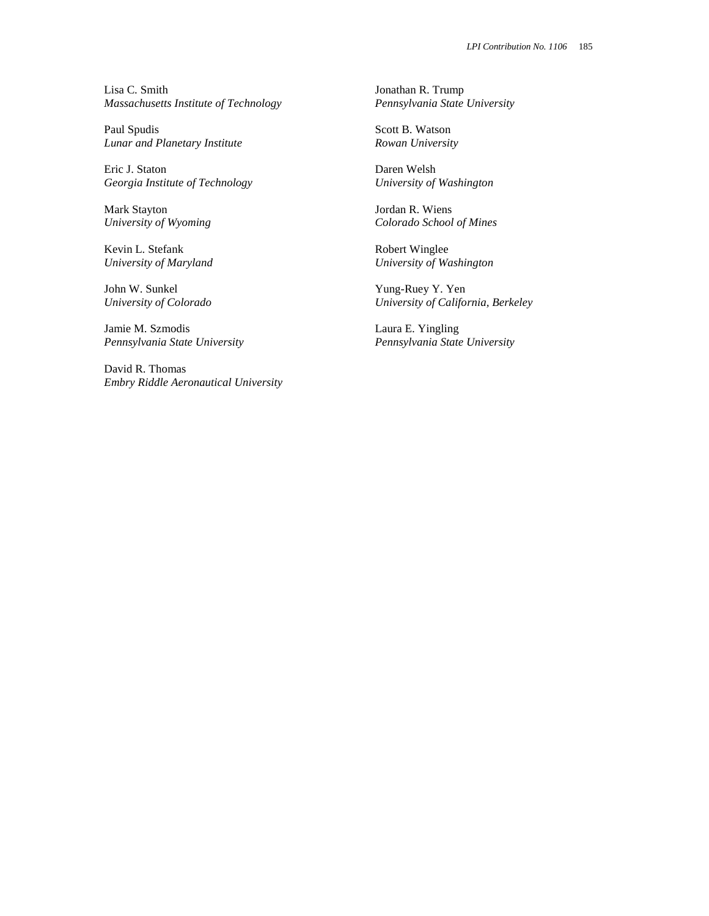Lisa C. Smith
*Massachusetts Institute of Technology*

Paul Spudis
*Lunar and Planetary Institute*

Eric J. Staton
*Georgia Institute of Technology*

Mark Stayton
*University of Wyoming*

Kevin L. Stefank
*University of Maryland*

John W. Sunkel
*University of Colorado*

Jamie M. Szmodis
*Pennsylvania State University*

David R. Thomas
*Embry Riddle Aeronautical University*

Jonathan R. Trump
*Pennsylvania State University*

Scott B. Watson
*Rowan University*

Daren Welsh
*University of Washington*

Jordan R. Wiens
*Colorado School of Mines*

Robert Winglee
*University of Washington*

Yung-Ruey Y. Yen
*University of California, Berkeley*

Laura E. Yingling
*Pennsylvania State University*